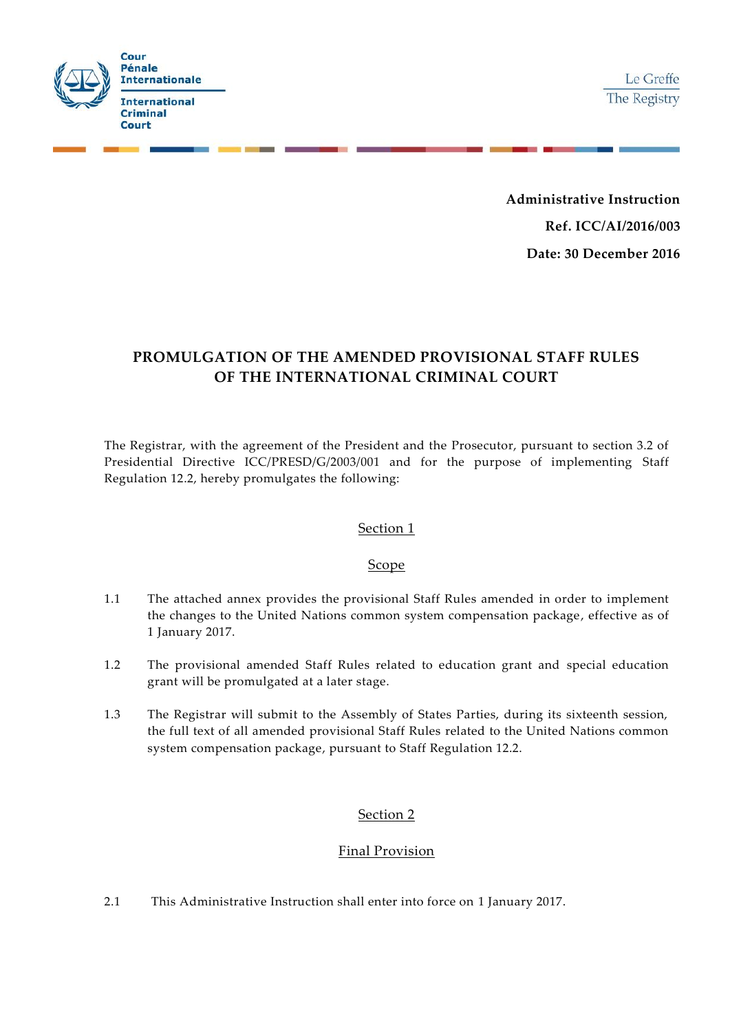Cour Pénale Internationale

International Criminal Court

Le Greffe

The Registry

**Administrative Instruction**

**Ref. ICC/AI/2016/003**

**Date: 30 December 2016**

# PROMULGATION OF THE AMENDED PROVISIONAL STAFF RULES OF THE INTERNATIONAL CRIMINAL COURT

The Registrar, with the agreement of the President and the Prosecutor, pursuant to section 3.2 of Presidential Directive ICC/PRESD/G/2003/001 and for the purpose of implementing Staff Regulation 12.2, hereby promulgates the following:

## Section 1

## Scope

1.1 The attached annex provides the provisional Staff Rules amended in order to implement the changes to the United Nations common system compensation package, effective as of 1 January 2017.

1.2 The provisional amended Staff Rules related to education grant and special education grant will be promulgated at a later stage.

1.3 The Registrar will submit to the Assembly of States Parties, during its sixteenth session, the full text of all amended provisional Staff Rules related to the United Nations common system compensation package, pursuant to Staff Regulation 12.2.

## Section 2

## Final Provision

2.1 This Administrative Instruction shall enter into force on 1 January 2017.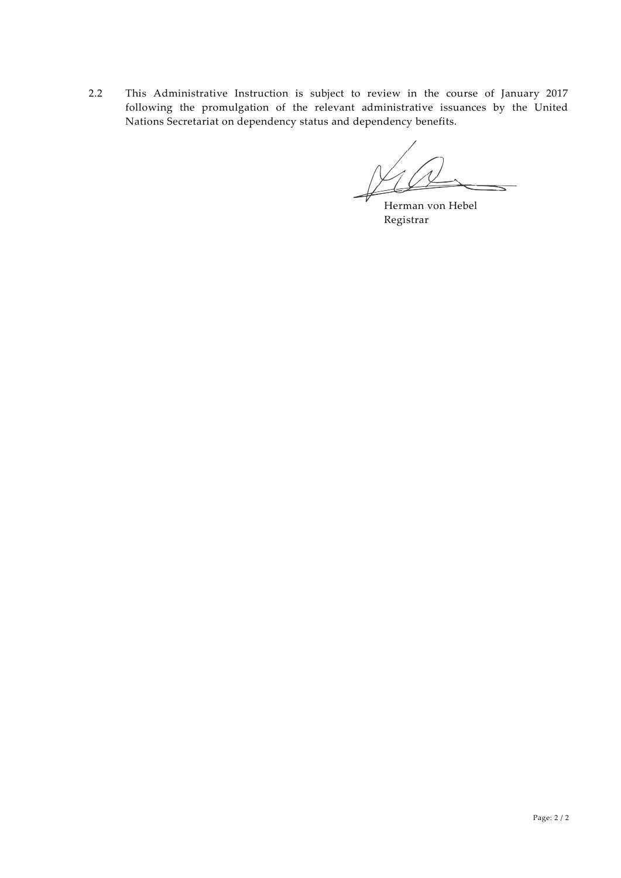2.2 This Administrative Instruction is subject to review in the course of January 2017 following the promulgation of the relevant administrative issuances by the United Nations Secretariat on dependency status and dependency benefits.

Herman von Hebel
Registrar